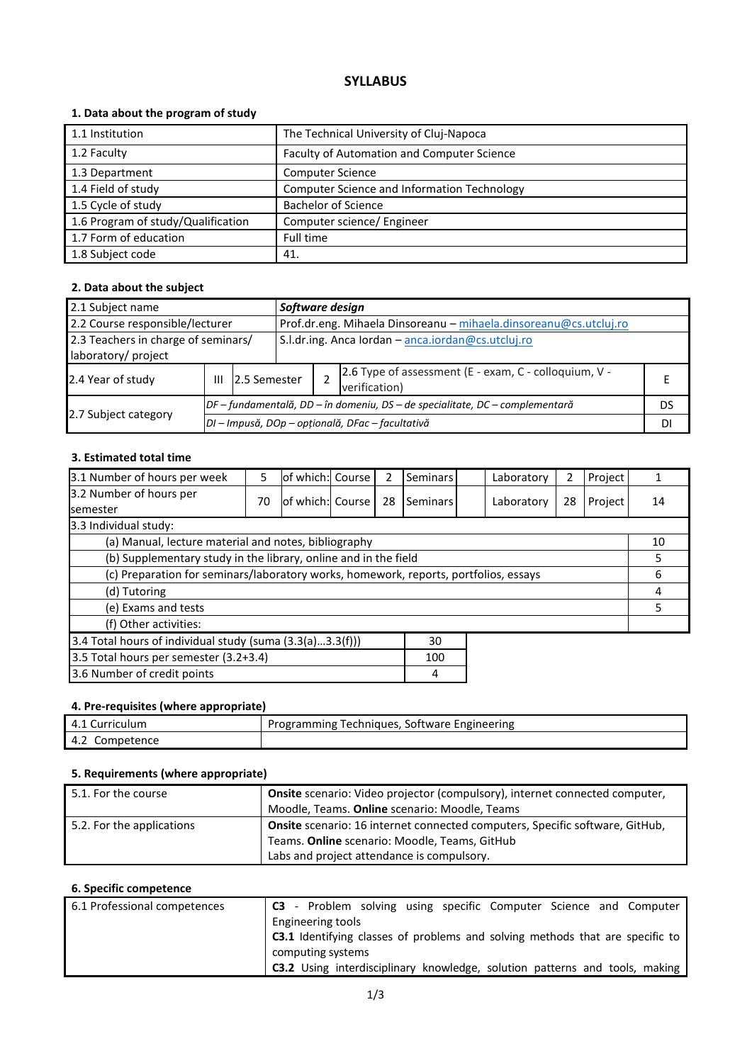# SYLLABUS

### 1. Data about the program of study

| | |
|---|---|
| 1.1 Institution | The Technical University of Cluj-Napoca |
| 1.2 Faculty | Faculty of Automation and Computer Science |
| 1.3 Department | Computer Science |
| 1.4 Field of study | Computer Science and Information Technology |
| 1.5 Cycle of study | Bachelor of Science |
| 1.6 Program of study/Qualification | Computer science/ Engineer |
| 1.7 Form of education | Full time |
| 1.8 Subject code | 41. |

### 2. Data about the subject

| | | | | | | |
|---|---|---|---|---|---|---|
| 2.1 Subject name | ***Software design*** | | | | | |
| 2.2 Course responsible/lecturer | Prof.dr.eng. Mihaela Dinsoreanu – mihaela.dinsoreanu@cs.utcluj.ro | | | | | |
| 2.3 Teachers in charge of seminars/ laboratory/ project | S.l.dr.ing. Anca Iordan – anca.iordan@cs.utcluj.ro | | | | | |
| 2.4 Year of study | III | 2.5 Semester | 2 | 2.6 Type of assessment (E - exam, C - colloquium, V - verification) | | E |
| 2.7 Subject category | *DF – fundamentală, DD – în domeniu, DS – de specialitate, DC – complementară* | | | | | DS |
| | *DI – Impusă, DOp – opțională, DFac – facultativă* | | | | | DI |

### 3. Estimated total time

| | | | | | | | | | |
|---|---|---|---|---|---|---|---|---|---|
| 3.1 Number of hours per week | 5 | of which: Course | 2 | Seminars | | Laboratory | 2 | Project | 1 |
| 3.2 Number of hours per semester | 70 | of which: Course | 28 | Seminars | | Laboratory | 28 | Project | 14 |
| 3.3 Individual study: | | | | | | | | | |
| (a) Manual, lecture material and notes, bibliography | | | | | | | | | 10 |
| (b) Supplementary study in the library, online and in the field | | | | | | | | | 5 |
| (c) Preparation for seminars/laboratory works, homework, reports, portfolios, essays | | | | | | | | | 6 |
| (d) Tutoring | | | | | | | | | 4 |
| (e) Exams and tests | | | | | | | | | 5 |
| (f) Other activities: | | | | | | | | | |

| | |
|---|---|
| 3.4 Total hours of individual study (suma (3.3(a)...3.3(f))) | 30 |
| 3.5 Total hours per semester (3.2+3.4) | 100 |
| 3.6 Number of credit points | 4 |

### 4. Pre-requisites (where appropriate)

| | |
|---|---|
| 4.1 Curriculum | Programming Techniques, Software Engineering |
| 4.2 Competence | |

### 5. Requirements (where appropriate)

| | |
|---|---|
| 5.1. For the course | **Onsite** scenario: Video projector (compulsory), internet connected computer, Moodle, Teams. **Online** scenario: Moodle, Teams |
| 5.2. For the applications | **Onsite** scenario: 16 internet connected computers, Specific software, GitHub, Teams. **Online** scenario: Moodle, Teams, GitHub<br>Labs and project attendance is compulsory. |

### 6. Specific competence

| | |
|---|---|
| 6.1 Professional competences | **C3** - Problem solving using specific Computer Science and Computer Engineering tools<br>**C3.1** Identifying classes of problems and solving methods that are specific to computing systems<br>**C3.2** Using interdisciplinary knowledge, solution patterns and tools, making |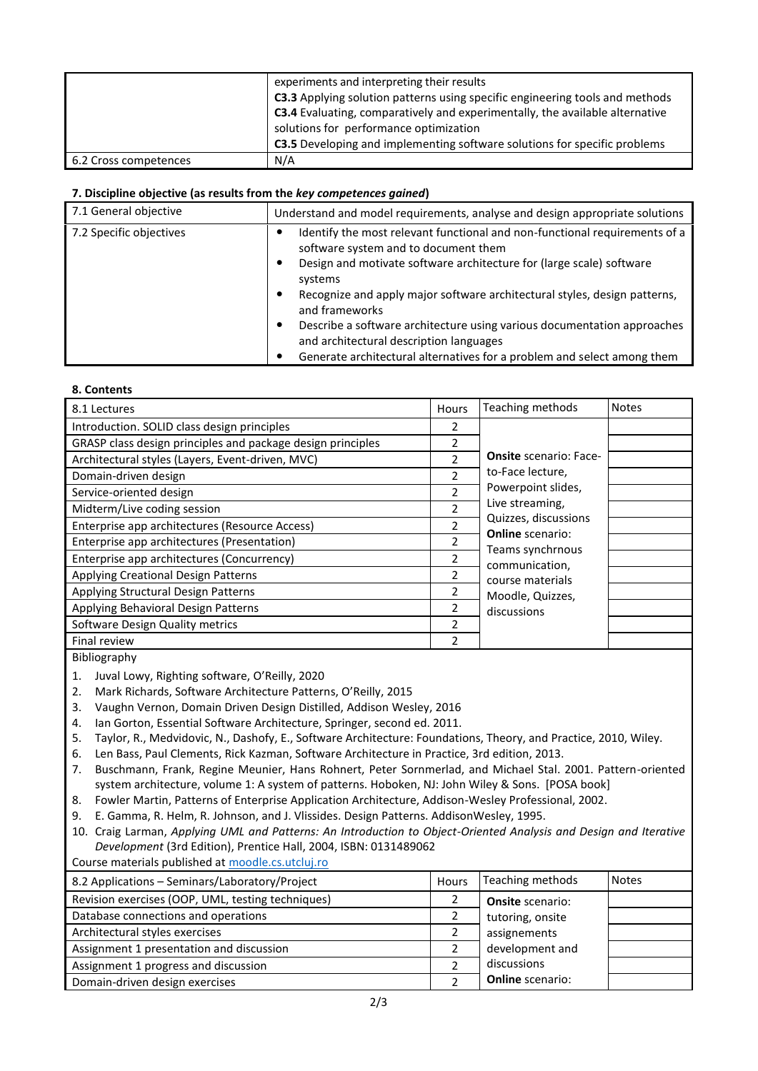|  |  |
|---|---|
|  | experiments and interpreting their results<br>**C3.3** Applying solution patterns using specific engineering tools and methods<br>**C3.4** Evaluating, comparatively and experimentally, the available alternative solutions for performance optimization<br>**C3.5** Developing and implementing software solutions for specific problems |
| 6.2 Cross competences | N/A |

**7. Discipline objective (as results from the *key competences gained*)**

|  |  |
|---|---|
| 7.1 General objective | Understand and model requirements, analyse and design appropriate solutions |
| 7.2 Specific objectives | • Identify the most relevant functional and non-functional requirements of a software system and to document them<br>• Design and motivate software architecture for (large scale) software systems<br>• Recognize and apply major software architectural styles, design patterns, and frameworks<br>• Describe a software architecture using various documentation approaches and architectural description languages<br>• Generate architectural alternatives for a problem and select among them |

**8. Contents**

| 8.1 Lectures | Hours | Teaching methods | Notes |
|---|---|---|---|
| Introduction. SOLID class design principles | 2 | **Onsite** scenario: Face-to-Face lecture, Powerpoint slides, Live streaming, Quizzes, discussions<br>**Online** scenario: Teams synchrnous communication, course materials Moodle, Quizzes, discussions |  |
| GRASP class design principles and package design principles | 2 |  |  |
| Architectural styles (Layers, Event-driven, MVC) | 2 |  |  |
| Domain-driven design | 2 |  |  |
| Service-oriented design | 2 |  |  |
| Midterm/Live coding session | 2 |  |  |
| Enterprise app architectures (Resource Access) | 2 |  |  |
| Enterprise app architectures (Presentation) | 2 |  |  |
| Enterprise app architectures (Concurrency) | 2 |  |  |
| Applying Creational Design Patterns | 2 |  |  |
| Applying Structural Design Patterns | 2 |  |  |
| Applying Behavioral Design Patterns | 2 |  |  |
| Software Design Quality metrics | 2 |  |  |
| Final review | 2 |  |  |

Bibliography

1. Juval Lowy, Righting software, O'Reilly, 2020
2. Mark Richards, Software Architecture Patterns, O'Reilly, 2015
3. Vaughn Vernon, Domain Driven Design Distilled, Addison Wesley, 2016
4. Ian Gorton, Essential Software Architecture, Springer, second ed. 2011.
5. Taylor, R., Medvidovic, N., Dashofy, E., Software Architecture: Foundations, Theory, and Practice, 2010, Wiley.
6. Len Bass, Paul Clements, Rick Kazman, Software Architecture in Practice, 3rd edition, 2013.
7. Buschmann, Frank, Regine Meunier, Hans Rohnert, Peter Sornmerlad, and Michael Stal. 2001. Pattern-oriented system architecture, volume 1: A system of patterns. Hoboken, NJ: John Wiley & Sons. [POSA book]
8. Fowler Martin, Patterns of Enterprise Application Architecture, Addison-Wesley Professional, 2002.
9. E. Gamma, R. Helm, R. Johnson, and J. Vlissides. Design Patterns. AddisonWesley, 1995.
10. Craig Larman, *Applying UML and Patterns: An Introduction to Object-Oriented Analysis and Design and Iterative Development* (3rd Edition), Prentice Hall, 2004, ISBN: 0131489062

Course materials published at moodle.cs.utcluj.ro

| 8.2 Applications – Seminars/Laboratory/Project | Hours | Teaching methods | Notes |
|---|---|---|---|
| Revision exercises (OOP, UML, testing techniques) | 2 | **Onsite** scenario: tutoring, onsite assignements development and discussions<br>**Online** scenario: |  |
| Database connections and operations | 2 |  |  |
| Architectural styles exercises | 2 |  |  |
| Assignment 1 presentation and discussion | 2 |  |  |
| Assignment 1 progress and discussion | 2 |  |  |
| Domain-driven design exercises | 2 |  |  |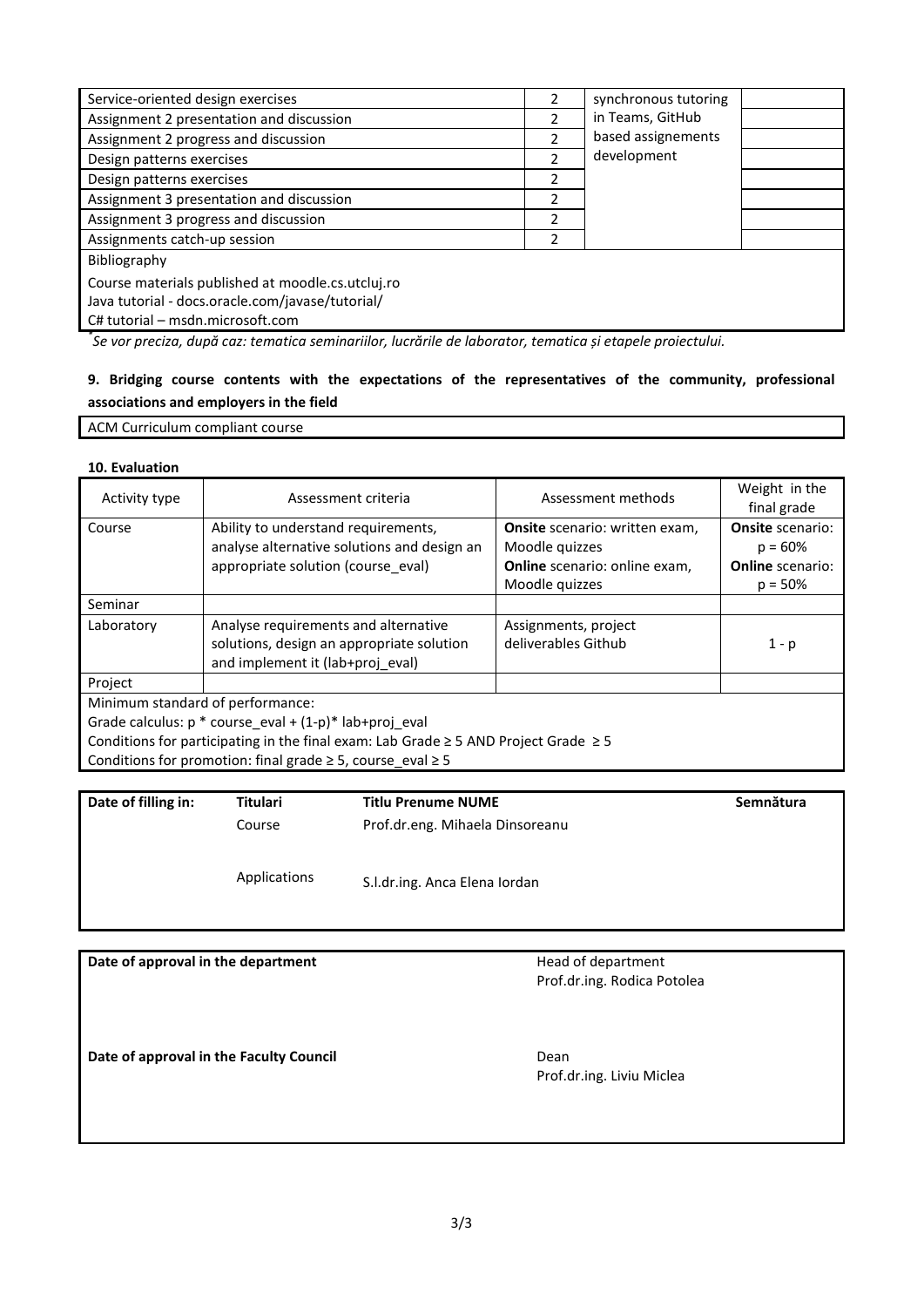| | | | |
|---|---|---|---|
| Service-oriented design exercises | 2 | synchronous tutoring in Teams, GitHub based assignements development | |
| Assignment 2 presentation and discussion | 2 | | |
| Assignment 2 progress and discussion | 2 | | |
| Design patterns exercises | 2 | | |
| Design patterns exercises | 2 | | |
| Assignment 3 presentation and discussion | 2 | | |
| Assignment 3 progress and discussion | 2 | | |
| Assignments catch-up session | 2 | | |

Bibliography

Course materials published at moodle.cs.utcluj.ro
Java tutorial - docs.oracle.com/javase/tutorial/
C# tutorial – msdn.microsoft.com

*Se vor preciza, după caz: tematica seminariilor, lucrările de laborator, tematica și etapele proiectului.*

**9. Bridging course contents with the expectations of the representatives of the community, professional associations and employers in the field**

ACM Curriculum compliant course

**10. Evaluation**

| Activity type | Assessment criteria | Assessment methods | Weight in the final grade |
|---|---|---|---|
| Course | Ability to understand requirements, analyse alternative solutions and design an appropriate solution (course_eval) | **Onsite** scenario: written exam, Moodle quizzes<br>**Online** scenario: online exam, Moodle quizzes | **Onsite** scenario: p = 60%<br>**Online** scenario: p = 50% |
| Seminar | | | |
| Laboratory | Analyse requirements and alternative solutions, design an appropriate solution and implement it (lab+proj_eval) | Assignments, project deliverables Github | 1 - p |
| Project | | | |

Minimum standard of performance:
Grade calculus: p * course_eval + (1-p)* lab+proj_eval
Conditions for participating in the final exam: Lab Grade ≥ 5 AND Project Grade ≥ 5
Conditions for promotion: final grade ≥ 5, course_eval ≥ 5

| Date of filling in: | Titulari | Titlu Prenume NUME | Semnătura |
|---|---|---|---|
| | Course | Prof.dr.eng. Mihaela Dinsoreanu | |
| | Applications | S.l.dr.ing. Anca Elena Iordan | |

**Date of approval in the department**

Head of department
Prof.dr.ing. Rodica Potolea

**Date of approval in the Faculty Council**

Dean
Prof.dr.ing. Liviu Miclea